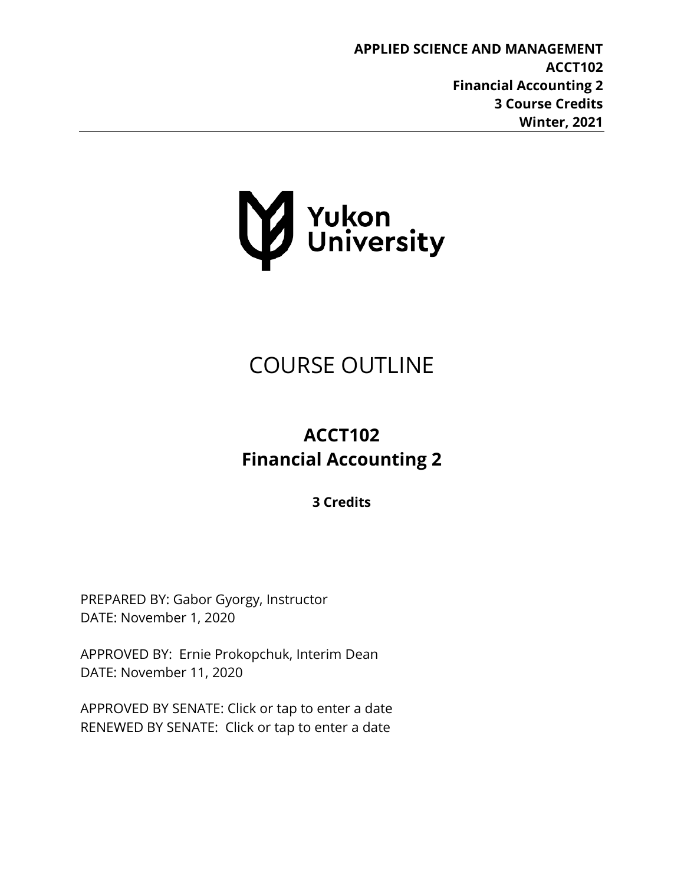**APPLIED SCIENCE AND MANAGEMENT**
**ACCT102**
**Financial Accounting 2**
**3 Course Credits**
**Winter, 2021**

Yukon University

# COURSE OUTLINE

## ACCT102
## Financial Accounting 2

**3 Credits**

PREPARED BY: Gabor Gyorgy, Instructor
DATE: November 1, 2020

APPROVED BY: Ernie Prokopchuk, Interim Dean
DATE: November 11, 2020

APPROVED BY SENATE: Click or tap to enter a date
RENEWED BY SENATE: Click or tap to enter a date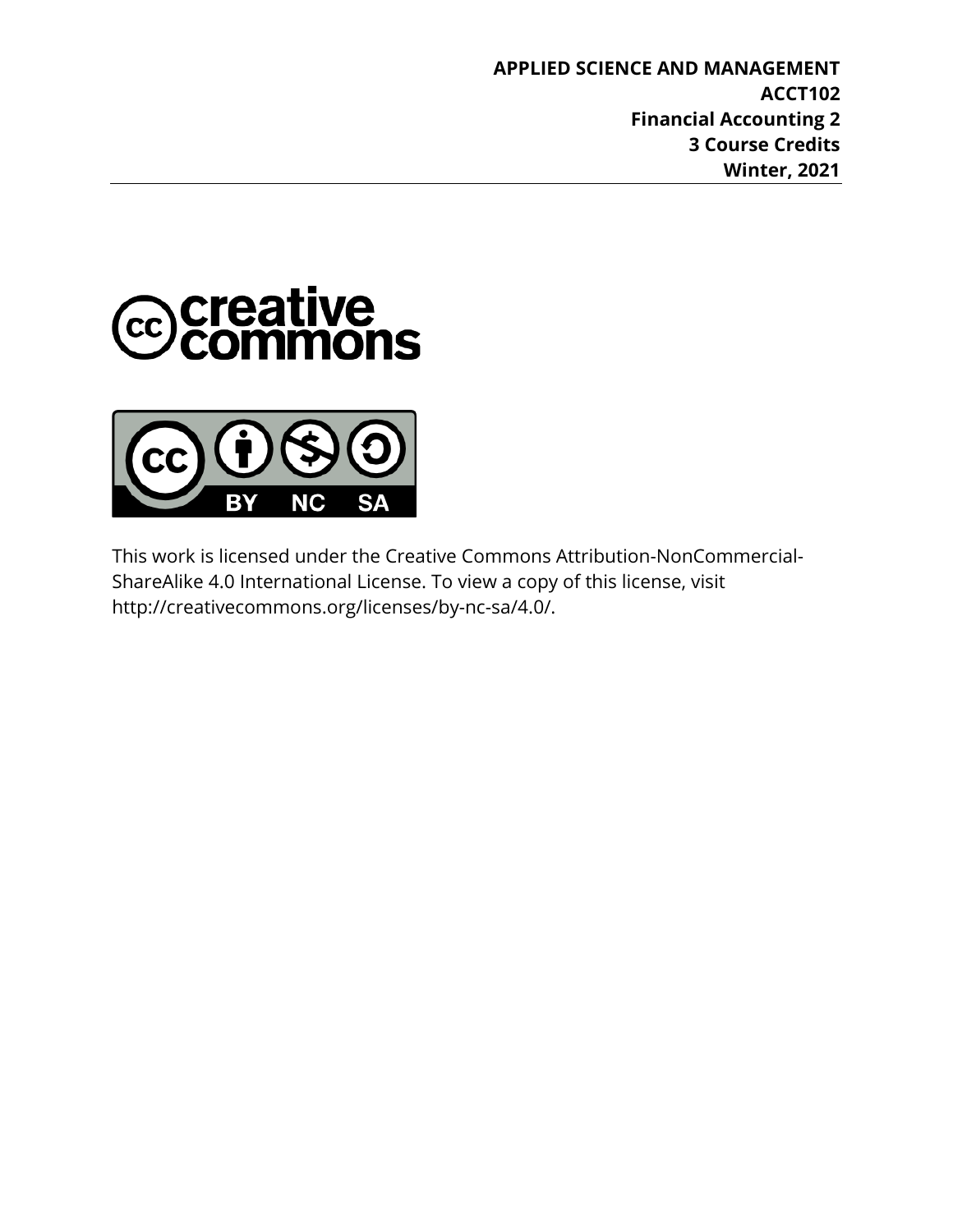**APPLIED SCIENCE AND MANAGEMENT**
**ACCT102**
**Financial Accounting 2**
**3 Course Credits**
**Winter, 2021**

This work is licensed under the Creative Commons Attribution-NonCommercial-ShareAlike 4.0 International License. To view a copy of this license, visit http://creativecommons.org/licenses/by-nc-sa/4.0/.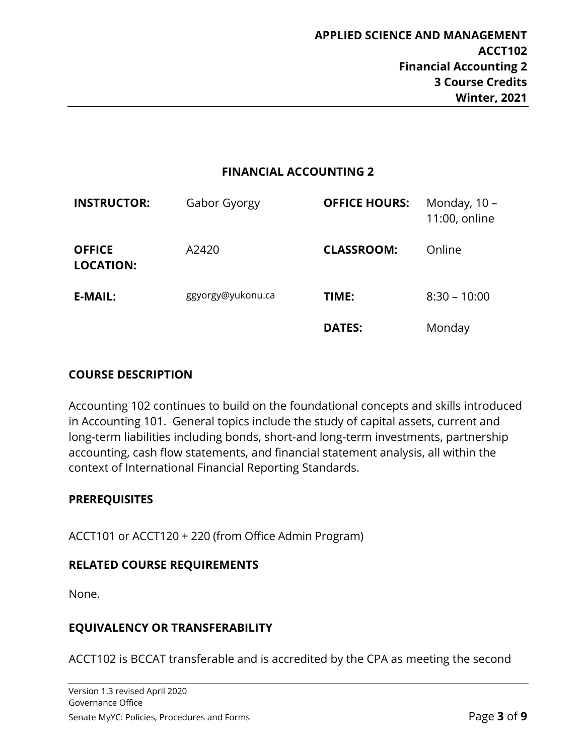# FINANCIAL ACCOUNTING 2

| | | | |
|---|---|---|---|
| **INSTRUCTOR:** | Gabor Gyorgy | **OFFICE HOURS:** | Monday, 10 – 11:00, online |
| **OFFICE LOCATION:** | A2420 | **CLASSROOM:** | Online |
| **E-MAIL:** | ggyorgy@yukonu.ca | **TIME:** | 8:30 – 10:00 |
| | | **DATES:** | Monday |

## COURSE DESCRIPTION

Accounting 102 continues to build on the foundational concepts and skills introduced in Accounting 101. General topics include the study of capital assets, current and long-term liabilities including bonds, short-and long-term investments, partnership accounting, cash flow statements, and financial statement analysis, all within the context of International Financial Reporting Standards.

## PREREQUISITES

ACCT101 or ACCT120 + 220 (from Office Admin Program)

## RELATED COURSE REQUIREMENTS

None.

## EQUIVALENCY OR TRANSFERABILITY

ACCT102 is BCCAT transferable and is accredited by the CPA as meeting the second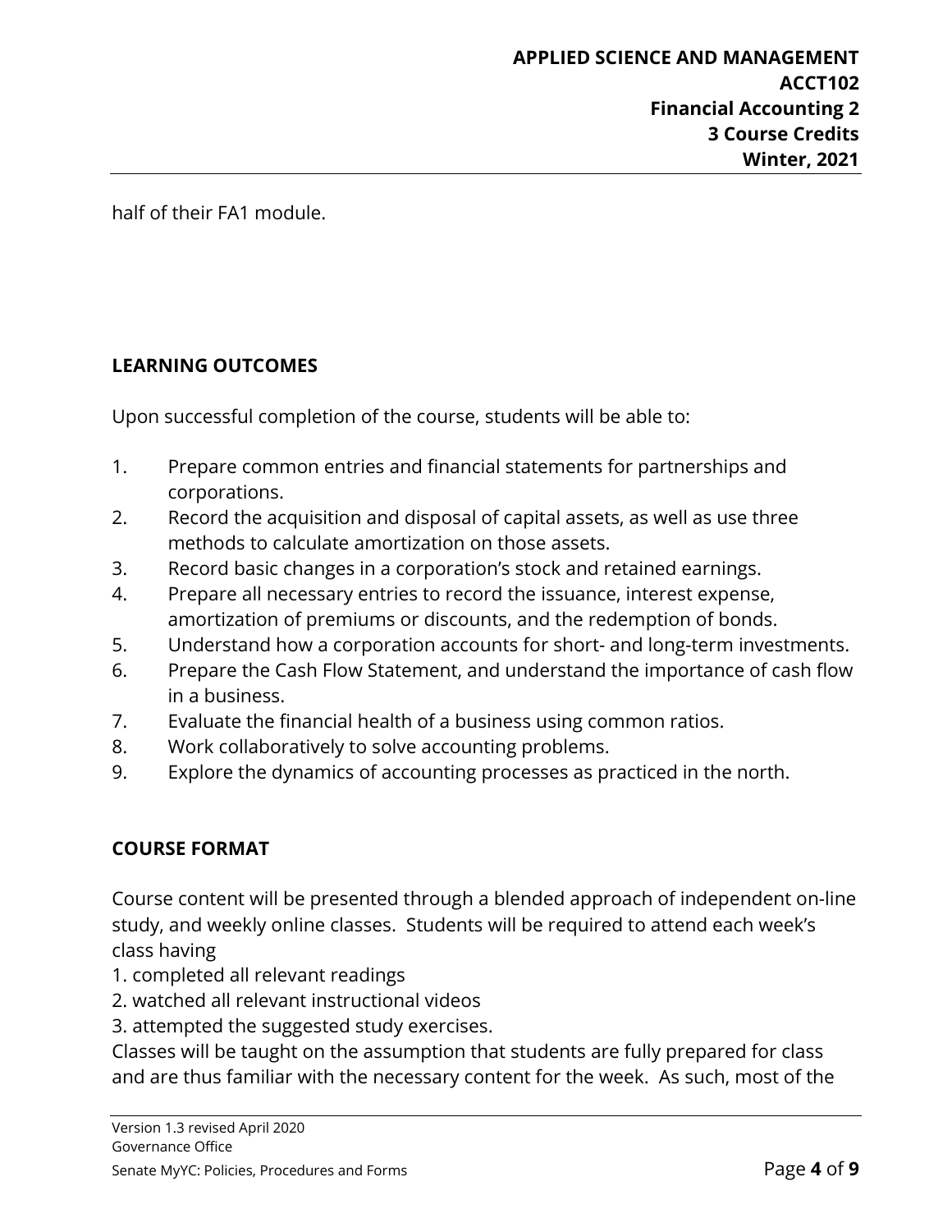half of their FA1 module.

## LEARNING OUTCOMES

Upon successful completion of the course, students will be able to:

1. Prepare common entries and financial statements for partnerships and corporations.
2. Record the acquisition and disposal of capital assets, as well as use three methods to calculate amortization on those assets.
3. Record basic changes in a corporation's stock and retained earnings.
4. Prepare all necessary entries to record the issuance, interest expense, amortization of premiums or discounts, and the redemption of bonds.
5. Understand how a corporation accounts for short- and long-term investments.
6. Prepare the Cash Flow Statement, and understand the importance of cash flow in a business.
7. Evaluate the financial health of a business using common ratios.
8. Work collaboratively to solve accounting problems.
9. Explore the dynamics of accounting processes as practiced in the north.

## COURSE FORMAT

Course content will be presented through a blended approach of independent on-line study, and weekly online classes. Students will be required to attend each week's class having

1. completed all relevant readings
2. watched all relevant instructional videos
3. attempted the suggested study exercises.

Classes will be taught on the assumption that students are fully prepared for class and are thus familiar with the necessary content for the week. As such, most of the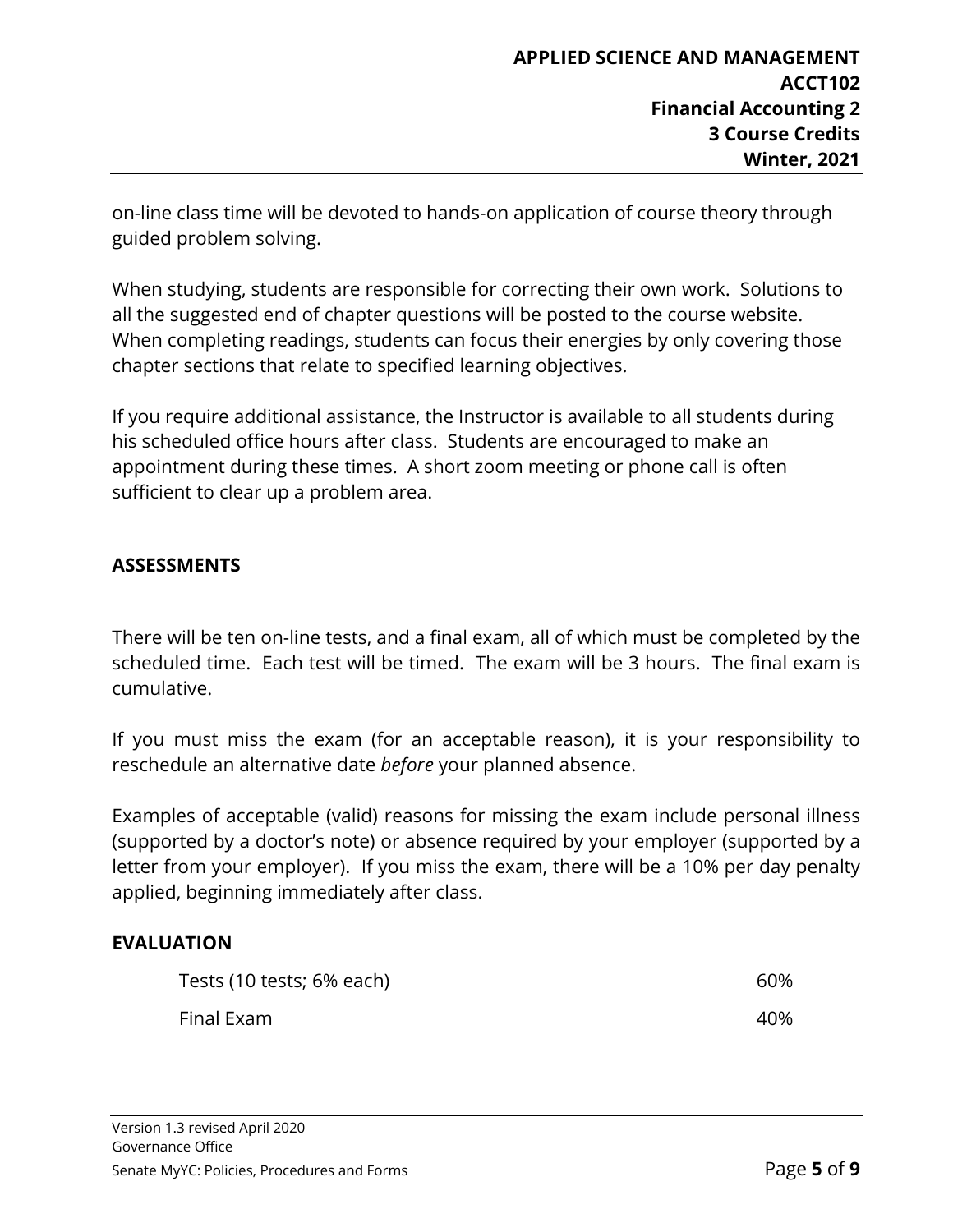on-line class time will be devoted to hands-on application of course theory through guided problem solving.

When studying, students are responsible for correcting their own work. Solutions to all the suggested end of chapter questions will be posted to the course website. When completing readings, students can focus their energies by only covering those chapter sections that relate to specified learning objectives.

If you require additional assistance, the Instructor is available to all students during his scheduled office hours after class. Students are encouraged to make an appointment during these times. A short zoom meeting or phone call is often sufficient to clear up a problem area.

## ASSESSMENTS

There will be ten on-line tests, and a final exam, all of which must be completed by the scheduled time. Each test will be timed. The exam will be 3 hours. The final exam is cumulative.

If you must miss the exam (for an acceptable reason), it is your responsibility to reschedule an alternative date *before* your planned absence.

Examples of acceptable (valid) reasons for missing the exam include personal illness (supported by a doctor's note) or absence required by your employer (supported by a letter from your employer). If you miss the exam, there will be a 10% per day penalty applied, beginning immediately after class.

## EVALUATION

| | |
|---|---|
| Tests (10 tests; 6% each) | 60% |
| Final Exam | 40% |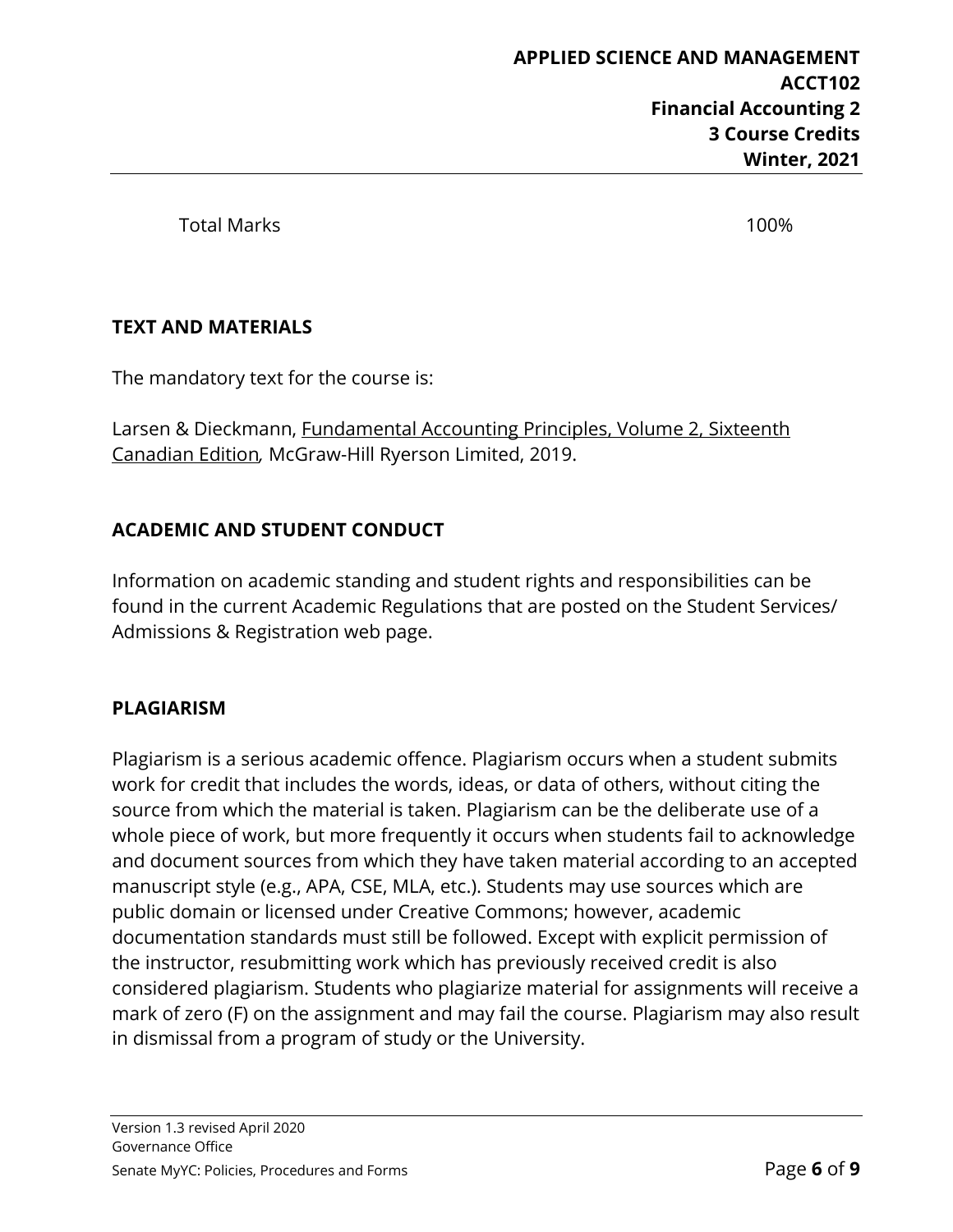| Total Marks | 100% |
|---|---|

## TEXT AND MATERIALS

The mandatory text for the course is:

Larsen & Dieckmann, Fundamental Accounting Principles, Volume 2, Sixteenth Canadian Edition, McGraw-Hill Ryerson Limited, 2019.

## ACADEMIC AND STUDENT CONDUCT

Information on academic standing and student rights and responsibilities can be found in the current Academic Regulations that are posted on the Student Services/ Admissions & Registration web page.

## PLAGIARISM

Plagiarism is a serious academic offence. Plagiarism occurs when a student submits work for credit that includes the words, ideas, or data of others, without citing the source from which the material is taken. Plagiarism can be the deliberate use of a whole piece of work, but more frequently it occurs when students fail to acknowledge and document sources from which they have taken material according to an accepted manuscript style (e.g., APA, CSE, MLA, etc.). Students may use sources which are public domain or licensed under Creative Commons; however, academic documentation standards must still be followed. Except with explicit permission of the instructor, resubmitting work which has previously received credit is also considered plagiarism. Students who plagiarize material for assignments will receive a mark of zero (F) on the assignment and may fail the course. Plagiarism may also result in dismissal from a program of study or the University.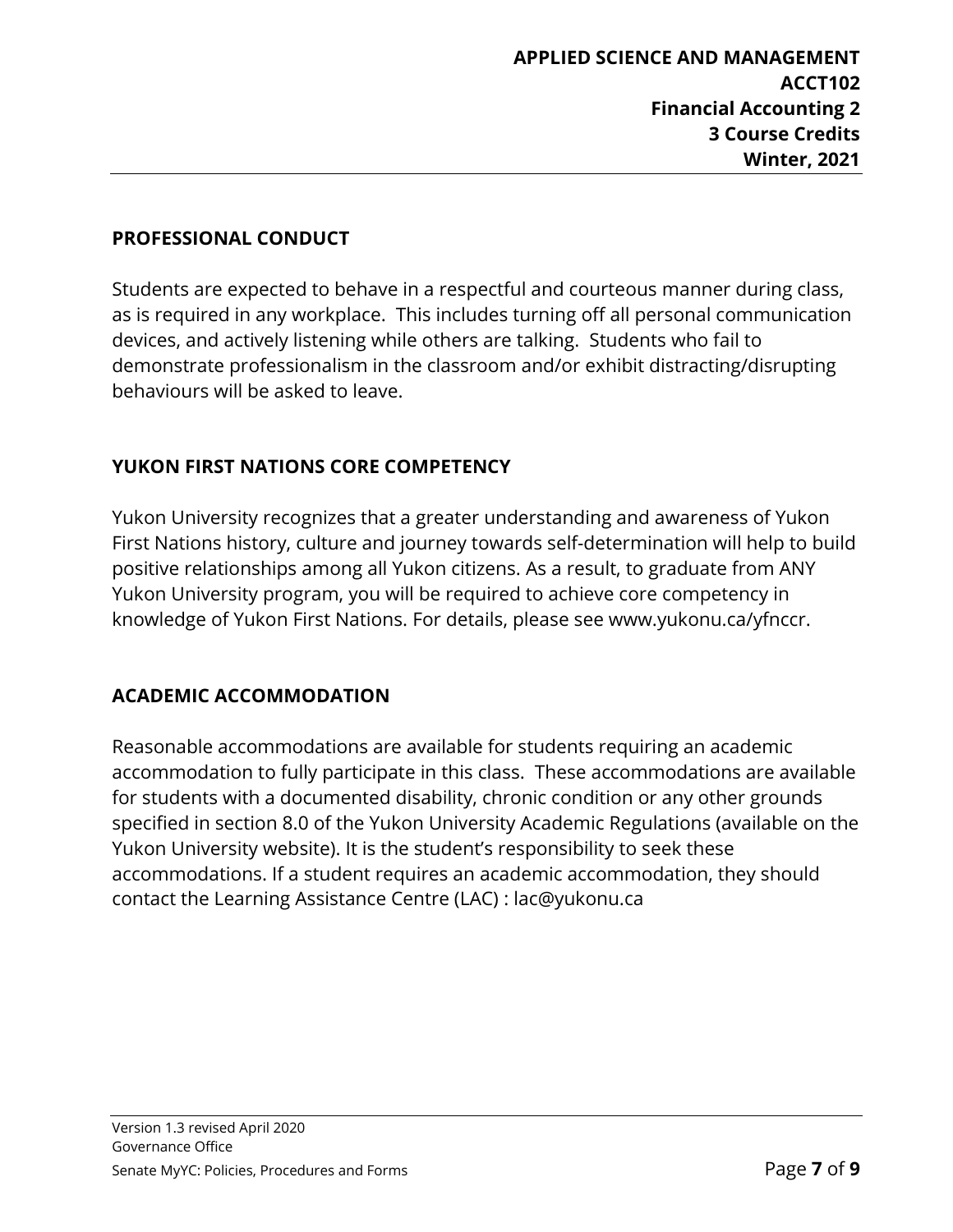## PROFESSIONAL CONDUCT

Students are expected to behave in a respectful and courteous manner during class, as is required in any workplace. This includes turning off all personal communication devices, and actively listening while others are talking. Students who fail to demonstrate professionalism in the classroom and/or exhibit distracting/disrupting behaviours will be asked to leave.

## YUKON FIRST NATIONS CORE COMPETENCY

Yukon University recognizes that a greater understanding and awareness of Yukon First Nations history, culture and journey towards self-determination will help to build positive relationships among all Yukon citizens. As a result, to graduate from ANY Yukon University program, you will be required to achieve core competency in knowledge of Yukon First Nations. For details, please see www.yukonu.ca/yfnccr.

## ACADEMIC ACCOMMODATION

Reasonable accommodations are available for students requiring an academic accommodation to fully participate in this class. These accommodations are available for students with a documented disability, chronic condition or any other grounds specified in section 8.0 of the Yukon University Academic Regulations (available on the Yukon University website). It is the student's responsibility to seek these accommodations. If a student requires an academic accommodation, they should contact the Learning Assistance Centre (LAC) : lac@yukonu.ca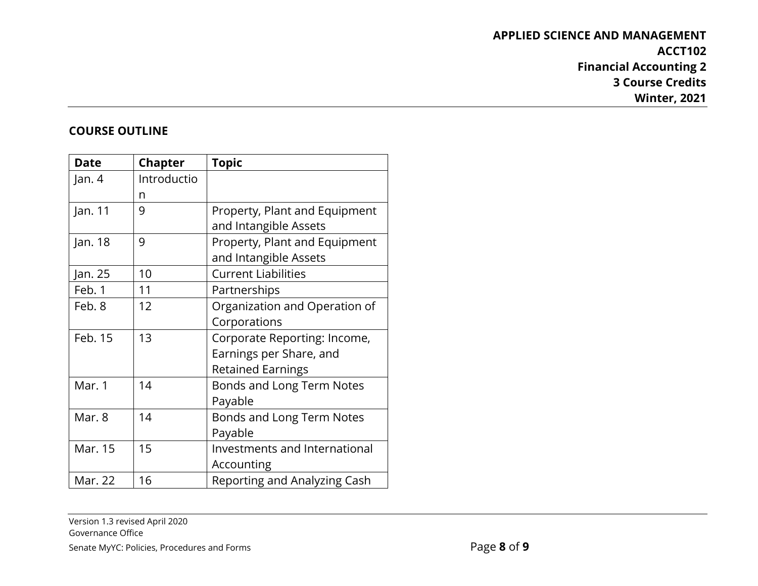## COURSE OUTLINE

| Date | Chapter | Topic |
| --- | --- | --- |
| Jan. 4 | Introduction | |
| Jan. 11 | 9 | Property, Plant and Equipment and Intangible Assets |
| Jan. 18 | 9 | Property, Plant and Equipment and Intangible Assets |
| Jan. 25 | 10 | Current Liabilities |
| Feb. 1 | 11 | Partnerships |
| Feb. 8 | 12 | Organization and Operation of Corporations |
| Feb. 15 | 13 | Corporate Reporting: Income, Earnings per Share, and Retained Earnings |
| Mar. 1 | 14 | Bonds and Long Term Notes Payable |
| Mar. 8 | 14 | Bonds and Long Term Notes Payable |
| Mar. 15 | 15 | Investments and International Accounting |
| Mar. 22 | 16 | Reporting and Analyzing Cash |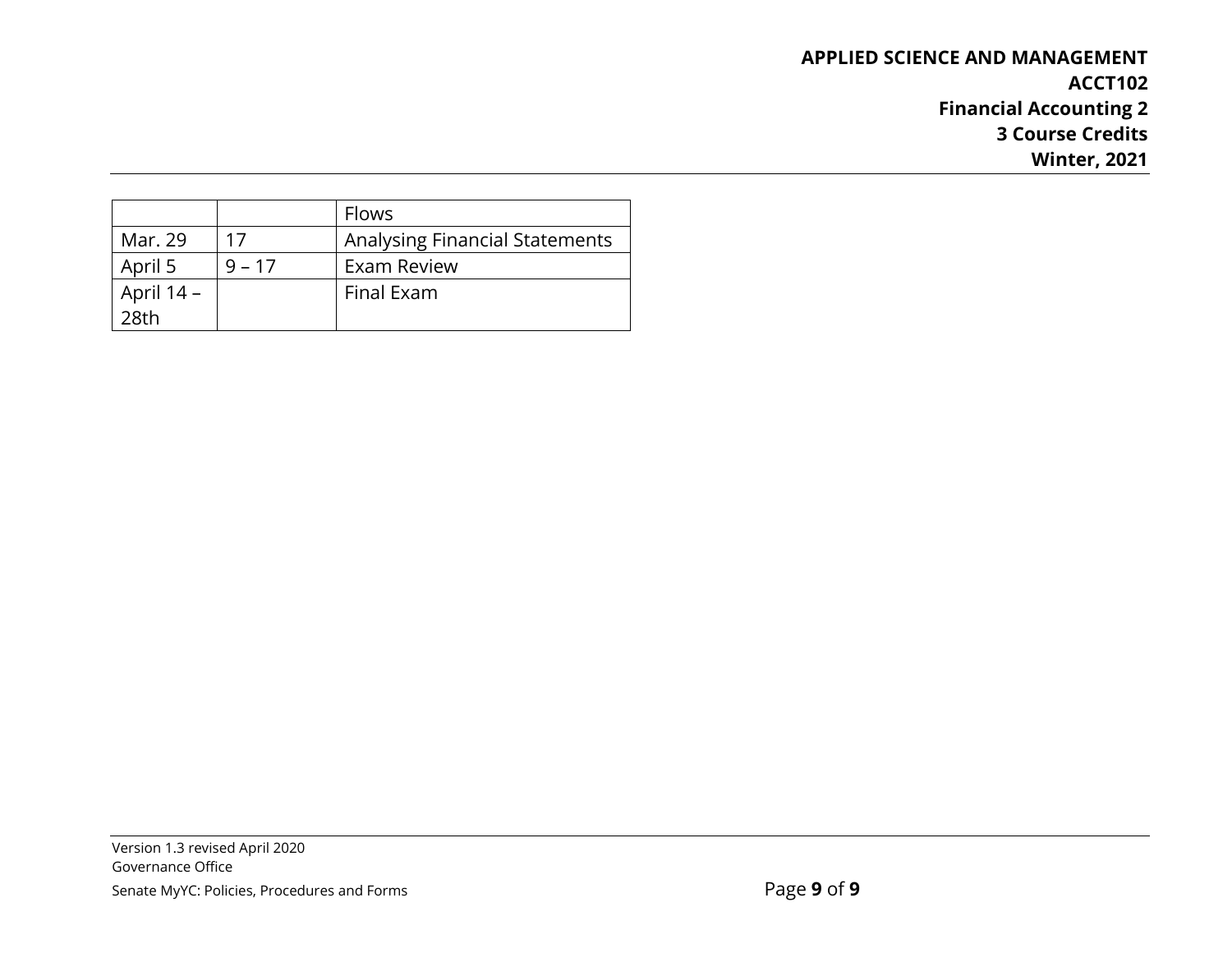| | | |
|---|---|---|
| | | Flows |
| Mar. 29 | 17 | Analysing Financial Statements |
| April 5 | 9 – 17 | Exam Review |
| April 14 – 28th | | Final Exam |